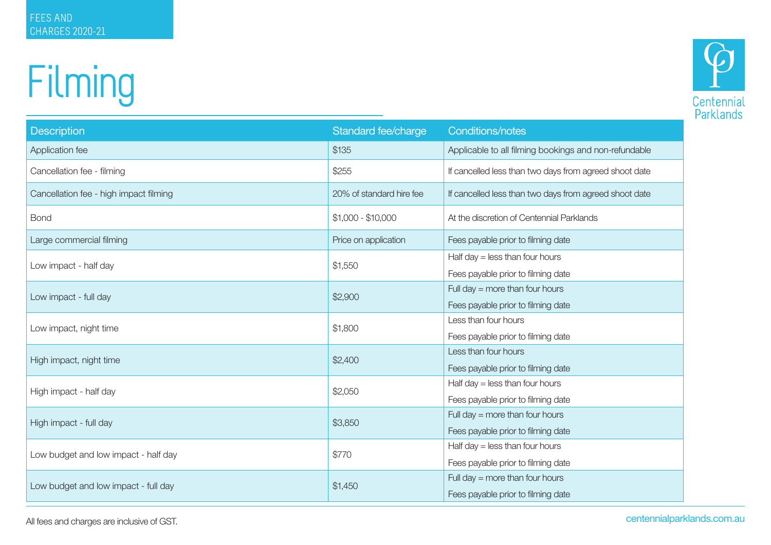FEES AND CHARGES 2020-21

# Filming

| Description | Standard fee/charge | Conditions/notes |
| --- | --- | --- |
| Application fee | $135 | Applicable to all filming bookings and non-refundable |
| Cancellation fee - filming | $255 | If cancelled less than two days from agreed shoot date |
| Cancellation fee - high impact filming | 20% of standard hire fee | If cancelled less than two days from agreed shoot date |
| Bond | $1,000 - $10,000 | At the discretion of Centennial Parklands |
| Large commercial filming | Price on application | Fees payable prior to filming date |
| Low impact - half day | $1,550 | Half day = less than four hours<br>Fees payable prior to filming date |
| Low impact - full day | $2,900 | Full day = more than four hours<br>Fees payable prior to filming date |
| Low impact, night time | $1,800 | Less than four hours<br>Fees payable prior to filming date |
| High impact, night time | $2,400 | Less than four hours<br>Fees payable prior to filming date |
| High impact - half day | $2,050 | Half day = less than four hours<br>Fees payable prior to filming date |
| High impact - full day | $3,850 | Full day = more than four hours<br>Fees payable prior to filming date |
| Low budget and low impact - half day | $770 | Half day = less than four hours<br>Fees payable prior to filming date |
| Low budget and low impact - full day | $1,450 | Full day = more than four hours<br>Fees payable prior to filming date |

All fees and charges are inclusive of GST.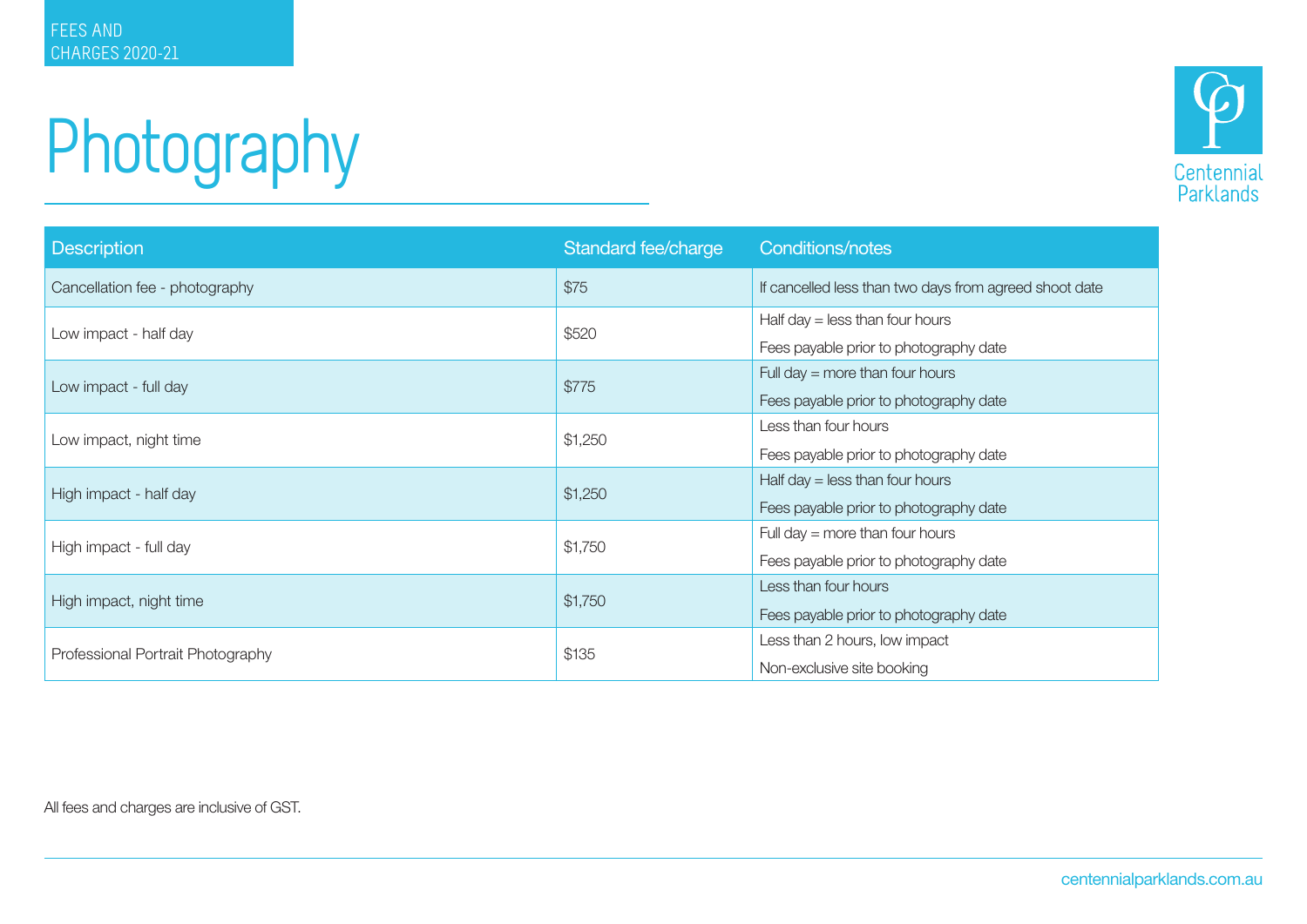FEES AND CHARGES 2020-21

# Photography

| Description | Standard fee/charge | Conditions/notes |
|---|---|---|
| Cancellation fee - photography | $75 | If cancelled less than two days from agreed shoot date |
| Low impact - half day | $520 | Half day = less than four hours<br>Fees payable prior to photography date |
| Low impact - full day | $775 | Full day = more than four hours<br>Fees payable prior to photography date |
| Low impact, night time | $1,250 | Less than four hours<br>Fees payable prior to photography date |
| High impact - half day | $1,250 | Half day = less than four hours<br>Fees payable prior to photography date |
| High impact - full day | $1,750 | Full day = more than four hours<br>Fees payable prior to photography date |
| High impact, night time | $1,750 | Less than four hours<br>Fees payable prior to photography date |
| Professional Portrait Photography | $135 | Less than 2 hours, low impact<br>Non-exclusive site booking |

All fees and charges are inclusive of GST.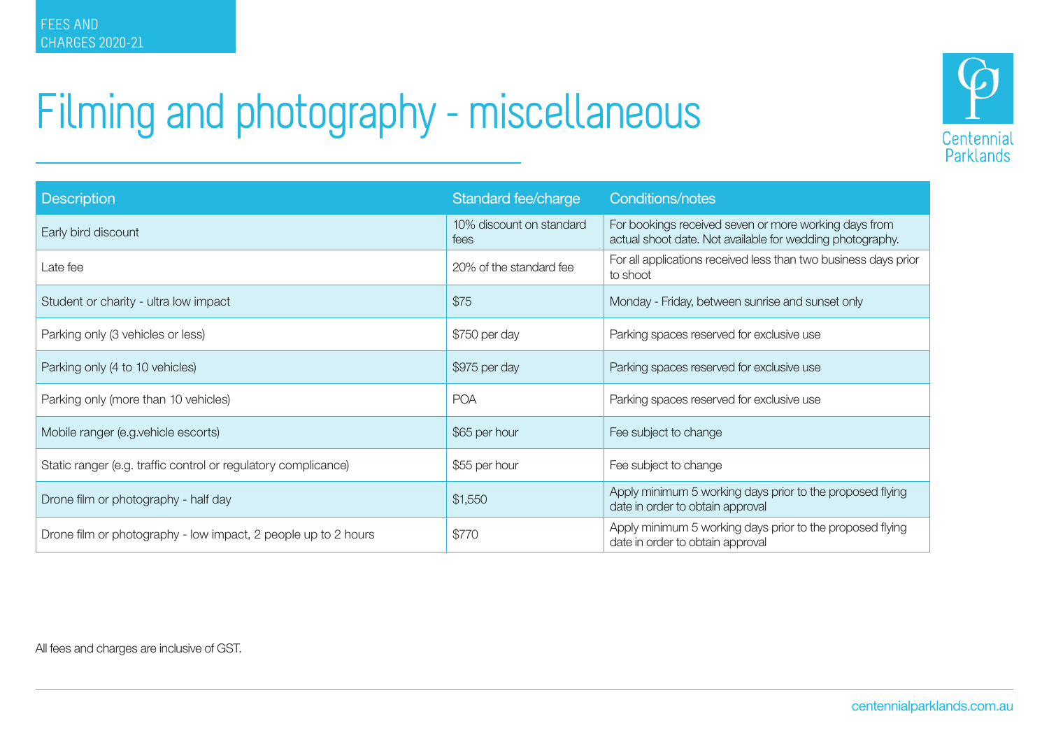FEES AND CHARGES 2020-21

# Filming and photography - miscellaneous

| Description | Standard fee/charge | Conditions/notes |
| --- | --- | --- |
| Early bird discount | 10% discount on standard fees | For bookings received seven or more working days from actual shoot date. Not available for wedding photography. |
| Late fee | 20% of the standard fee | For all applications received less than two business days prior to shoot |
| Student or charity - ultra low impact | $75 | Monday - Friday, between sunrise and sunset only |
| Parking only (3 vehicles or less) | $750 per day | Parking spaces reserved for exclusive use |
| Parking only (4 to 10 vehicles) | $975 per day | Parking spaces reserved for exclusive use |
| Parking only (more than 10 vehicles) | POA | Parking spaces reserved for exclusive use |
| Mobile ranger (e.g.vehicle escorts) | $65 per hour | Fee subject to change |
| Static ranger (e.g. traffic control or regulatory complicance) | $55 per hour | Fee subject to change |
| Drone film or photography - half day | $1,550 | Apply minimum 5 working days prior to the proposed flying date in order to obtain approval |
| Drone film or photography - low impact, 2 people up to 2 hours | $770 | Apply minimum 5 working days prior to the proposed flying date in order to obtain approval |

All fees and charges are inclusive of GST.